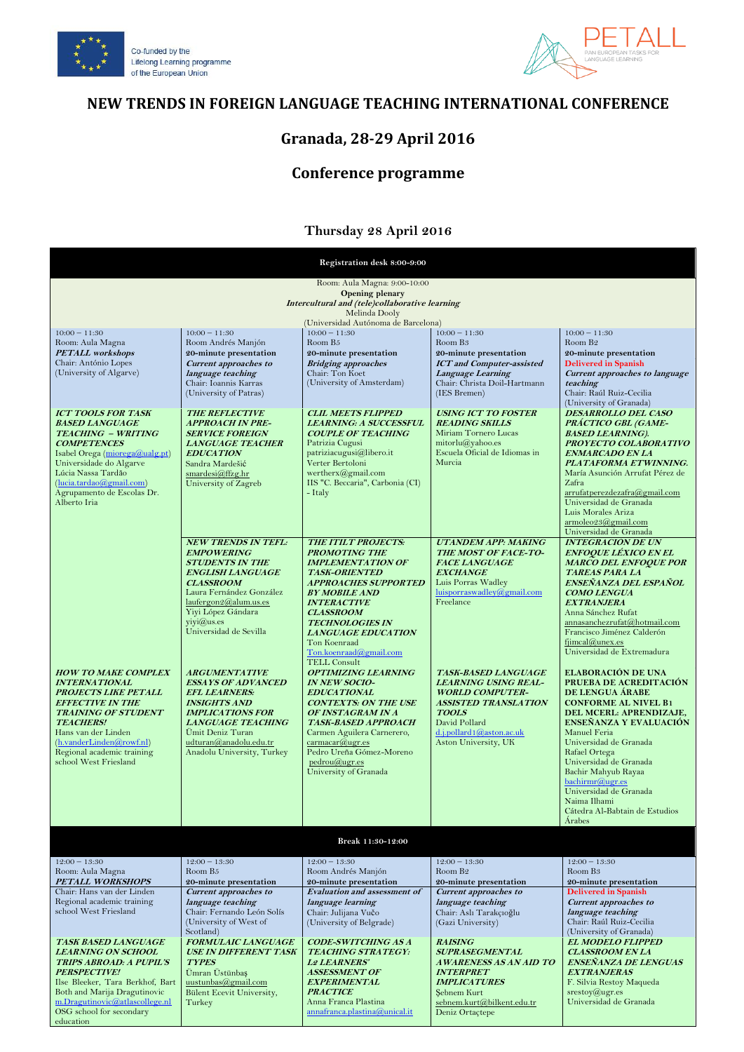Co-funded by the Lifelong Learning programme of the European Union

PETALL PAN EUROPEAN TASKS FOR LANGUAGE LEARNING

# NEW TRENDS IN FOREIGN LANGUAGE TEACHING INTERNATIONAL CONFERENCE

## Granada, 28-29 April 2016

## Conference programme

### Thursday 28 April 2016

**Registration desk 8:00-9:00**

Room: Aula Magna: 9:00-10:00
**Opening plenary**
***Intercultural and (tele)collaborative learning***
Melinda Dooly
(Universidad Autónoma de Barcelona)

| 10:00 – 11:30 Room: Aula Magna ***PETALL workshops*** Chair: António Lopes (University of Algarve) | 10:00 – 11:30 Room Andrés Manjón **20-minute presentation** ***Current approaches to language teaching*** Chair: Ioannis Karras (University of Patras) | 10:00 – 11:30 Room B5 **20-minute presentation** ***Bridging approaches*** Chair: Ton Koet (University of Amsterdam) | 10:00 – 11:30 Room B3 **20-minute presentation** ***ICT and Computer-assisted Language Learning*** Chair: Christa Doil-Hartmann (IES Bremen) | 10:00 – 11:30 Room B2 **20-minute presentation** Delivered in Spanish ***Current approaches to language teaching*** Chair: Raúl Ruiz-Cecilia (University of Granada) |
|---|---|---|---|---|
| ***ICT TOOLS FOR TASK BASED LANGUAGE TEACHING – WRITING COMPETENCES*** Isabel Orega (miorega@ualg.pt) Universidade do Algarve Lúcia Nassa Tardão (lucia.tardao@gmail.com) Agrupamento de Escolas Dr. Alberto Iria | ***THE REFLECTIVE APPROACH IN PRE-SERVICE FOREIGN LANGUAGE TEACHER EDUCATION*** Sandra Mardešić smardesi@ffzg.hr University of Zagreb | ***CLIL MEETS FLIPPED LEARNING: A SUCCESSFUL COUPLE OF TEACHING*** Patrizia Cugusi patriziacugusi@libero.it Verter Bertoloni wertherx@gmail.com IIS "C. Beccaria", Carbonia (CI) - Italy | ***USING ICT TO FOSTER READING SKILLS*** Miriam Tornero Lucas mitorlu@yahoo.es Escuela Oficial de Idiomas in Murcia | ***DESARROLLO DEL CASO PRÁCTICO GBL (GAME-BASED LEARNING). PROYECTO COLABORATIVO ENMARCADO EN LA PLATAFORMA ETWINNING.*** María Asunción Arrufat Pérez de Zafra arrufatperezdezafra@gmail.com Universidad de Granada Luis Morales Ariza armoleo23@gmail.com Universidad de Granada |
| | ***NEW TRENDS IN TEFL: EMPOWERING STUDENTS IN THE ENGLISH LANGUAGE CLASSROOM*** Laura Fernández González laufergon2@alum.us.es Yiyi López Gándara yiyi@us.es Universidad de Sevilla | ***THE ITILT PROJECTS: PROMOTING THE IMPLEMENTATION OF TASK-ORIENTED APPROACHES SUPPORTED BY MOBILE AND INTERACTIVE CLASSROOM TECHNOLOGIES IN LANGUAGE EDUCATION*** Ton Koenraad Ton.koenraad@gmail.com TELL Consult | ***UTANDEM APP: MAKING THE MOST OF FACE-TO-FACE LANGUAGE EXCHANGE*** Luis Porras Wadley luisporraswadley@gmail.com Freelance | ***INTEGRACION DE UN ENFOQUE LÉXICO EN EL MARCO DEL ENFOQUE POR TAREAS PARA LA ENSEÑANZA DEL ESPAÑOL COMO LENGUA EXTRANJERA*** Anna Sánchez Rufat annasanchezrufat@hotmail.com Francisco Jiménez Calderón fjimcal@unex.es Universidad de Extremadura |
| ***HOW TO MAKE COMPLEX INTERNATIONAL PROJECTS LIKE PETALL EFFECTIVE IN THE TRAINING OF STUDENT TEACHERS!*** Hans van der Linden (h.vanderLinden@rowf.nl) Regional academic training school West Friesland | ***ARGUMENTATIVE ESSAYS OF ADVANCED EFL LEARNERS: INSIGHTS AND IMPLICATIONS FOR LANGUAGE TEACHING*** Ümit Deniz Turan udturan@anadolu.edu.tr Anadolu University, Turkey | ***OPTIMIZING LEARNING IN NEW SOCIO-EDUCATIONAL CONTEXTS: ON THE USE OF INSTAGRAM IN A TASK-BASED APPROACH*** Carmen Aguilera Carnerero, carmacar@ugr.es Pedro Ureña Gómez-Moreno pedrou@ugr.es University of Granada | ***TASK-BASED LANGUAGE LEARNING USING REAL-WORLD COMPUTER-ASSISTED TRANSLATION TOOLS*** David Pollard d.j.pollard1@aston.ac.uk Aston University, UK | **ELABORACIÓN DE UNA PRUEBA DE ACREDITACIÓN DE LENGUA ÁRABE CONFORME AL NIVEL B1 DEL MCERL: APRENDIZAJE, ENSEÑANZA Y EVALUACIÓN** Manuel Feria Universidad de Granada Rafael Ortega Universidad de Granada Bachir Mahyub Rayaa bachirmr@ugr.es Universidad de Granada Naima Ilhami Cátedra Al-Babtain de Estudios Árabes |

**Break 11:30-12:00**

| 12:00 – 13:30 Room: Aula Magna ***PETALL WORKSHOPS*** Chair: Hans van der Linden Regional academic training school West Friesland | 12:00 – 13:30 Room B5 **20-minute presentation** ***Current approaches to language teaching*** Chair: Fernando León Solís (University of West of Scotland) | 12:00 – 13:30 Room Andrés Manjón **20-minute presentation** ***Evaluation and assessment of language learning*** Chair: Julijana Vučo (University of Belgrade) | 12:00 – 13:30 Room B2 **20-minute presentation** ***Current approaches to language teaching*** Chair: Aslı Tarakçıoğlu (Gazi University) | 12:00 – 13:30 Room B3 **20-minute presentation** Delivered in Spanish ***Current approaches to language teaching*** Chair: Raúl Ruiz-Cecilia (University of Granada) |
|---|---|---|---|---|
| ***TASK BASED LANGUAGE LEARNING ON SCHOOL TRIPS ABROAD: A PUPIL'S PERSPECTIVE!*** Ilse Bleeker, Tara Berkhof, Bart Both and Marija Dragutinovic m.Dragutinovic@atlascollege.nl OSG school for secondary education | ***FORMULAIC LANGUAGE USE IN DIFFERENT TASK TYPES*** Ümran Üstünbaş uustunbas@gmail.com Bülent Ecevit University, Turkey | ***CODE-SWITCHING AS A TEACHING STRATEGY: L2 LEARNERS' ASSESSMENT OF EXPERIMENTAL PRACTICE*** Anna Franca Plastina annafranca.plastina@unical.it | ***RAISING SUPRASEGMENTAL AWARENESS AS AN AID TO INTERPRET IMPLICATURES*** Şebnem Kurt sebnem.kurt@bilkent.edu.tr Deniz Ortaçtepe | ***EL MODELO FLIPPED CLASSROOM EN LA ENSEÑANZA DE LENGUAS EXTRANJERAS*** F. Silvia Restoy Maqueda srestoy@ugr.es Universidad de Granada |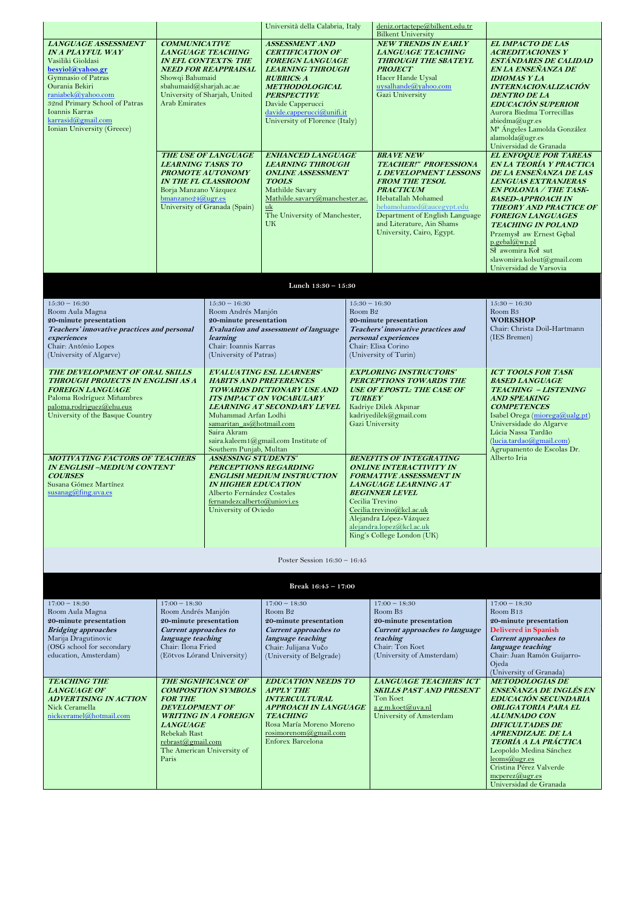| | | | | |
|---|---|---|---|---|
| | | Università della Calabria, Italy | deniz.ortactepe@bilkent.edu.tr<br>Bilkent University | |
| ***LANGUAGE ASSESSMENT IN A PLAYFUL WAY***<br>Vasiliki Gioldasi<br>**besyiol@yahoo.gr**<br>Gymnasio of Patras<br>Ourania Bekiri<br>raniabek@yahoo.com<br>32nd Primary School of Patras<br>Ioannis Karras<br>karrasid@gmail.com<br>Ionian University (Greece) | ***COMMUNICATIVE LANGUAGE TEACHING IN EFL CONTEXTS: THE NEED FOR REAPPRAISAL***<br>Showqi Bahumaid<br>sbahumaid@sharjah.ac.ae<br>University of Sharjah, United Arab Emirates | ***ASSESSMENT AND CERTIFICATION OF FOREIGN LANGUAGE LEARNING THROUGH RUBRICS: A METHODOLOGICAL PERSPECTIVE***<br>Davide Capperucci<br>davide.capperucci@unifi.it<br>University of Florence (Italy) | ***NEW TRENDS IN EARLY LANGUAGE TEACHING THROUGH THE SBATEYL PROJECT***<br>Hacer Hande Uysal<br>uysalhande@yahoo.com<br>Gazi University | ***EL IMPACTO DE LAS ACREDITACIONES Y ESTÁNDARES DE CALIDAD EN LA ENSEÑANZA DE IDIOMAS Y LA INTERNACIONALIZACIÓN DENTRO DE LA EDUCACIÓN SUPERIOR***<br>Aurora Biedma Torrecillas<br>abiedma@ugr.es<br>Mª Ángeles Lamolda González<br>alamolda@ugr.es<br>Universidad de Granada |
| | ***THE USE OF LANGUAGE LEARNING TASKS TO PROMOTE AUTONOMY IN THE FL CLASSROOM***<br>Borja Manzano Vázquez<br>bmanzano24@ugr.es<br>University of Granada (Spain) | ***ENHANCED LANGUAGE LEARNING THROUGH ONLINE ASSESSMENT TOOLS***<br>Mathilde Savary<br>Mathilde.savary@manchester.ac.uk<br>The University of Manchester, UK | ***BRAVE NEW TEACHER!" PROFESSIONAL DEVELOPMENT LESSONS FROM THE TESOL PRACTICUM***<br>Hebatallah Mohamed<br>hebamohamed@aucegypt.edu<br>Department of English Language and Literature, Ain Shams University, Cairo, Egypt. | ***EL ENFOQUE POR TAREAS EN LA TEORÍA Y PRACTICA DE LA ENSEÑANZA DE LAS LENGUAS EXTRANJERAS EN POLONIA / THE TASK-BASED-APPROACH IN THEORY AND PRACTICE OF FOREIGN LANGUAGES TEACHING IN POLAND***<br>Przemysł aw Ernest Gębal<br>p.gebal@wp.pl<br>Sł awomira Koł sut<br>slawomira.kolsut@gmail.com<br>Universidad de Varsovia |

**Lunch 13:30 – 15:30**

| | | | |
|---|---|---|---|
| 15:30 – 16:30<br>Room Aula Magna<br>**20-minute presentation**<br>***Teachers' innovative practices and personal experiences***<br>Chair: António Lopes<br>(University of Algarve) | 15:30 – 16:30<br>Room Andrés Manjón<br>**20-minute presentation**<br>***Evaluation and assessment of language learning***<br>Chair: Ioannis Karras<br>(University of Patras) | 15:30 – 16:30<br>Room B2<br>**20-minute presentation**<br>***Teachers' innovative practices and personal experiences***<br>Chair: Elisa Corino<br>(University of Turin) | 15:30 – 16:30<br>Room B3<br>**WORKSHOP**<br>Chair: Christa Doil-Hartmann<br>(IES Bremen) |
| ***THE DEVELOPMENT OF ORAL SKILLS THROUGH PROJECTS IN ENGLISH AS A FOREIGN LANGUAGE***<br>Paloma Rodríguez Miñambres<br>paloma.rodriguez@ehu.eus<br>University of the Basque Country | ***EVALUATING ESL LEARNERS' HABITS AND PREFERENCES TOWARDS DICTIONARY USE AND ITS IMPACT ON VOCABULARY LEARNING AT SECONDARY LEVEL***<br>Muhammad Arfan Lodhi<br>samaritan_as@hotmail.com<br>Saira Akram<br>saira.kaleem1@gmail.com Institute of Southern Punjab, Multan | ***EXPLORING INSTRUCTORS' PERCEPTIONS TOWARDS THE USE OF EPOSTL: THE CASE OF TURKEY***<br>Kadriye Dilek Akpınar<br>kadriyedilek@gmail.com<br>Gazi University | ***ICT TOOLS FOR TASK BASED LANGUAGE TEACHING – LISTENING AND SPEAKING COMPETENCES***<br>Isabel Orega (miorega@ualg.pt)<br>Universidade do Algarve<br>Lúcia Nassa Tardão<br>(lucia.tardao@gmail.com)<br>Agrupamento de Escolas Dr. Alberto Iria |
| ***MOTIVATING FACTORS OF TEACHERS IN ENGLISH –MEDIUM CONTENT COURSES***<br>Susana Gómez Martínez<br>susanag@fing.uva.es | ***ASSESSING STUDENTS' PERCEPTIONS REGARDING ENGLISH MEDIUM INSTRUCTION IN HIGHER EDUCATION***<br>Alberto Fernández Costales<br>fernandezcalberto@uniovi.es<br>University of Oviedo | ***BENEFITS OF INTEGRATING ONLINE INTERACTIVITY IN FORMATIVE ASSESSMENT IN LANGUAGE LEARNING AT BEGINNER LEVEL***<br>Cecilia Trevino<br>Cecilia.trevino@kcl.ac.uk<br>Alejandra López-Vázquez<br>alejandra.lopez@kcl.ac.uk<br>King's College London (UK) | |

Poster Session 16:30 – 16:45

**Break 16:45 – 17:00**

| | | | | |
|---|---|---|---|---|
| 17:00 – 18:30<br>Room Aula Magna<br>**20-minute presentation**<br>***Bridging approaches***<br>Marija Dragutinovic<br>(OSG school for secondary education, Amsterdam) | 17:00 – 18:30<br>Room Andrés Manjón<br>**20-minute presentation**<br>***Current approaches to language teaching***<br>Chair: Ilona Fried<br>(Eötvos Lórand University) | 17:00 – 18:30<br>Room B2<br>**20-minute presentation**<br>***Current approaches to language teaching***<br>Chair: Julijana Vučo<br>(University of Belgrade) | 17:00 – 18:30<br>Room B3<br>**20-minute presentation**<br>***Current approaches to language teaching***<br>Chair: Ton Koet<br>(University of Amsterdam) | 17:00 – 18:30<br>Room B13<br>**20-minute presentation**<br>**Delivered in Spanish**<br>***Current approaches to language teaching***<br>Chair: Juan Ramón Guijarro-Ojeda<br>(University of Granada) |
| ***TEACHING THE LANGUAGE OF ADVERTISING IN ACTION***<br>Nick Ceramella<br>nickceramel@hotmail.com | ***THE SIGNIFICANCE OF COMPOSITION SYMBOLS FOR THE DEVELOPMENT OF WRITING IN A FOREIGN LANGUAGE***<br>Rebekah Rast<br>rebrast@gmail.com<br>The American University of Paris | ***EDUCATION NEEDS TO APPLY THE INTERCULTURAL APPROACH IN LANGUAGE TEACHING***<br>Rosa María Moreno Moreno<br>rosimorenom@gmail.com<br>Enforex Barcelona | ***LANGUAGE TEACHERS' ICT SKILLS PAST AND PRESENT***<br>Ton Koet<br>a.g.m.koet@uva.nl<br>University of Amsterdam | ***METODOLOGÍAS DE ENSEÑANZA DE INGLÉS EN EDUCACIÓN SECUNDARIA OBLIGATORIA PARA EL ALUMNADO CON DIFICULTADES DE APRENDIZAJE. DE LA TEORÍA A LA PRÁCTICA***<br>Leopoldo Medina Sánchez<br>leoms@ugr.es<br>Cristina Pérez Valverde<br>mcperez@ugr.es<br>Universidad de Granada |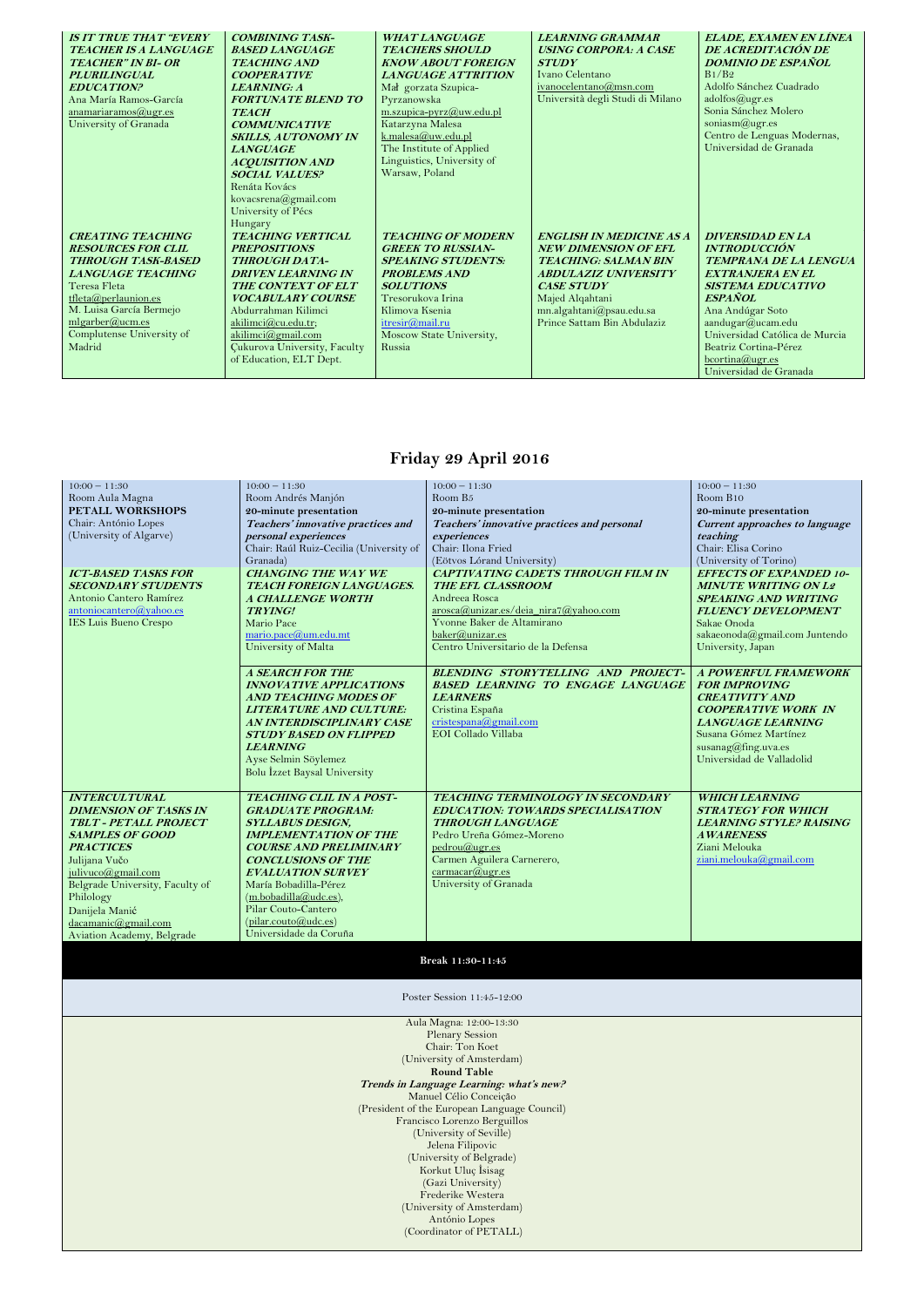| | | | | |
|---|---|---|---|---|
| ***IS IT TRUE THAT "EVERY TEACHER IS A LANGUAGE TEACHER" IN BI- OR PLURILINGUAL EDUCATION?*** Ana María Ramos-García anamariaramos@ugr.es University of Granada | ***COMBINING TASK-BASED LANGUAGE TEACHING AND COOPERATIVE LEARNING: A FORTUNATE BLEND TO TEACH COMMUNICATIVE SKILLS, AUTONOMY IN LANGUAGE ACQUISITION AND SOCIAL VALUES?*** Renáta Kovács kovacsrena@gmail.com University of Pécs Hungary | ***WHAT LANGUAGE TEACHERS SHOULD KNOW ABOUT FOREIGN LANGUAGE ATTRITION*** Mał gorzata Szupica-Pyrzanowska m.szupica-pyrz@uw.edu.pl Katarzyna Malesa k.malesa@uw.edu.pl The Institute of Applied Linguistics, University of Warsaw, Poland | ***LEARNING GRAMMAR USING CORPORA: A CASE STUDY*** Ivano Celentano ivanocelentano@msn.com Università degli Studi di Milano | ***ELADE, EXAMEN EN LÍNEA DE ACREDITACIÓN DE DOMINIO DE ESPAÑOL*** B1/B2 Adolfo Sánchez Cuadrado adolfos@ugr.es Sonia Sánchez Molero soniasm@ugr.es Centro de Lenguas Modernas, Universidad de Granada |
| ***CREATING TEACHING RESOURCES FOR CLIL THROUGH TASK-BASED LANGUAGE TEACHING*** Teresa Fleta tfleta@perlaunion.es M. Luisa García Bermejo mlgarber@ucm.es Complutense University of Madrid | ***TEACHING VERTICAL PREPOSITIONS THROUGH DATA-DRIVEN LEARNING IN THE CONTEXT OF ELT VOCABULARY COURSE*** Abdurrahman Kilimci akilimci@cu.edu.tr; akilimci@gmail.com Çukurova University, Faculty of Education, ELT Dept. | ***TEACHING OF MODERN GREEK TO RUSSIAN-SPEAKING STUDENTS: PROBLEMS AND SOLUTIONS*** Tresorukova Irina Klimova Ksenia itresir@mail.ru Moscow State University, Russia | ***ENGLISH IN MEDICINE AS A NEW DIMENSION OF EFL TEACHING: SALMAN BIN ABDULAZIZ UNIVERSITY CASE STUDY*** Majed Alqahtani mn.algahtani@psau.edu.sa Prince Sattam Bin Abdulaziz | ***DIVERSIDAD EN LA INTRODUCCIÓN TEMPRANA DE LA LENGUA EXTRANJERA EN EL SISTEMA EDUCATIVO ESPAÑOL*** Ana Andúgar Soto aandugar@ucam.edu Universidad Católica de Murcia Beatriz Cortina-Pérez bcortina@ugr.es Universidad de Granada |

## Friday 29 April 2016

| | | | |
|---|---|---|---|
| 10:00 – 11:30 Room Aula Magna **PETALL WORKSHOPS** Chair: António Lopes (University of Algarve) | 10:00 – 11:30 Room Andrés Manjón **20-minute presentation** ***Teachers' innovative practices and personal experiences*** Chair: Raúl Ruiz-Cecilia (University of Granada) | 10:00 – 11:30 Room B5 **20-minute presentation** ***Teachers' innovative practices and personal experiences*** Chair: Ilona Fried (Eötvos Lórand University) | 10:00 – 11:30 Room B10 **20-minute presentation** ***Current approaches to language teaching*** Chair: Elisa Corino (University of Torino) |
| ***ICT-BASED TASKS FOR SECONDARY STUDENTS*** Antonio Cantero Ramírez antoniocantero@yahoo.es IES Luis Bueno Crespo | ***CHANGING THE WAY WE TEACH FOREIGN LANGUAGES. A CHALLENGE WORTH TRYING!*** Mario Pace mario.pace@um.edu.mt University of Malta | ***CAPTIVATING CADETS THROUGH FILM IN THE EFL CLASSROOM*** Andreea Rosca arosca@unizar.es/deia_nira7@yahoo.com Yvonne Baker de Altamirano baker@unizar.es Centro Universitario de la Defensa | ***EFFECTS OF EXPANDED 10-MINUTE WRITING ON L2 SPEAKING AND WRITING FLUENCY DEVELOPMENT*** Sakae Onoda sakaeonoda@gmail.com Juntendo University, Japan |
| | ***A SEARCH FOR THE INNOVATIVE APPLICATIONS AND TEACHING MODES OF LITERATURE AND CULTURE: AN INTERDISCIPLINARY CASE STUDY BASED ON FLIPPED LEARNING*** Ayse Selmin Söylemez Bolu İzzet Baysal University | ***BLENDING STORYTELLING AND PROJECT-BASED LEARNING TO ENGAGE LANGUAGE LEARNERS*** Cristina España cristespana@gmail.com EOI Collado Villaba | ***A POWERFUL FRAMEWORK FOR IMPROVING CREATIVITY AND COOPERATIVE WORK IN LANGUAGE LEARNING*** Susana Gómez Martínez susanag@fing.uva.es Universidad de Valladolid |
| ***INTERCULTURAL DIMENSION OF TASKS IN TBLT - PETALL PROJECT SAMPLES OF GOOD PRACTICES*** Julijana Vučo julivuco@gmail.com Belgrade University, Faculty of Philology Danijela Manić dacamanic@gmail.com Aviation Academy, Belgrade | ***TEACHING CLIL IN A POST-GRADUATE PROGRAM: SYLLABUS DESIGN, IMPLEMENTATION OF THE COURSE AND PRELIMINARY CONCLUSIONS OF THE EVALUATION SURVEY*** María Bobadilla-Pérez (m.bobadilla@udc.es), Pilar Couto-Cantero (pilar.couto@udc.es) Universidade da Coruña | ***TEACHING TERMINOLOGY IN SECONDARY EDUCATION: TOWARDS SPECIALISATION THROUGH LANGUAGE*** Pedro Ureña Gómez-Moreno pedrou@ugr.es Carmen Aguilera Carnerero, carmacar@ugr.es University of Granada | ***WHICH LEARNING STRATEGY FOR WHICH LEARNING STYLE? RAISING AWARENESS*** Ziani Melouka ziani.melouka@gmail.com |

**Break 11:30-11:45**

Poster Session 11:45-12:00

Aula Magna: 12:00-13:30
Plenary Session
Chair: Ton Koet
(University of Amsterdam)
**Round Table**
***Trends in Language Learning: what's new?***
Manuel Célio Conceição
(President of the European Language Council)
Francisco Lorenzo Berguillos
(University of Seville)
Jelena Filipovic
(University of Belgrade)
Korkut Uluç İsisag
(Gazi University)
Frederike Westera
(University of Amsterdam)
António Lopes
(Coordinator of PETALL)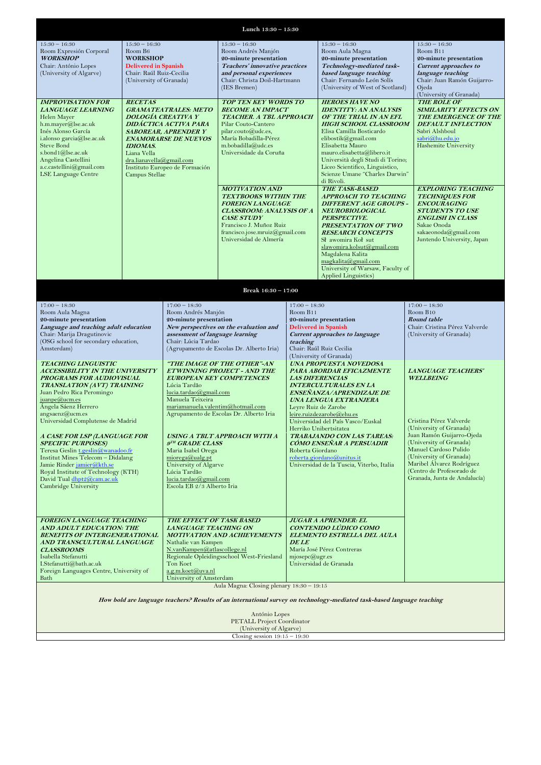**Lunch 13:30 – 15:30**

| 15:30 – 16:30<br>Room Expresión Corporal<br>***WORKSHOP***<br>Chair: António Lopes<br>(University of Algarve) | 15:30 – 16:30<br>Room B6<br>**WORKSHOP**<br>**Delivered in Spanish**<br>Chair: Raúl Ruiz-Cecilia<br>(University of Granada) | 15:30 – 16:30<br>Room Andrés Manjón<br>**20-minute presentation**<br>***Teachers' innovative practices and personal experiences***<br>Chair: Christa Doil-Hartmann<br>(IES Bremen) | 15:30 – 16:30<br>Room Aula Magna<br>**20-minute presentation**<br>***Technology-mediated task-based language teaching***<br>Chair: Fernando León Solís<br>(University of West of Scotland) | 15:30 – 16:30<br>Room B11<br>**20-minute presentation**<br>***Current approaches to language teaching***<br>Chair: Juan Ramón Guijarro-Ojeda<br>(University of Granada) |
|---|---|---|---|---|
| ***IMPROVISATION FOR LANGUAGE LEARNING***<br>Helen Mayer<br>h.m.mayer@lse.ac.uk<br>Inés Alonso García<br>i.alonso garcia@lse.ac.uk<br>Steve Bond<br>s.bond1@lse.ac.uk<br>Angelina Castellini<br>a.c.castellini@gmail.com<br>LSE Language Centre | ***RECETAS GRAMATEATRALES: METODOLOGÍA CREATIVA Y DIDÁCTICA ACTIVA PARA SABOREAR, APRENDER Y ENAMORARSE DE NUEVOS IDIOMAS.***<br>Liana Vella<br>dra.lianavella@gmail.com<br>Instituto Europeo de Formación Campus Stellae | ***TOP TEN KEY WORDS TO BECOME AN IMPACT TEACHER. A TBL APPROACH***<br>Pilar Couto-Cantero<br>pilar.couto@udc.es,<br>María Bobadilla-Pérez<br>m.bobadilla@udc.es<br>Universidade da Coruña | ***HEROES HAVE NO IDENTITY: AN ANALYSIS OF THE TRIAL IN AN EFL HIGH SCHOOL CLASSROOM***<br>Elisa Camilla Bosticardo<br>elibostik@gmail.com<br>Elisabetta Mauro<br>mauro.elisabetta@libero.it<br>Università degli Studi di Torino; Liceo Scientifico, Linguistico, Scienze Umane "Charles Darwin" di Rivoli. | ***THE ROLE OF SIMILARITY EFFECTS ON THE EMERGENCE OF THE DEFAULT INFLECTION***<br>Sabri Alshboul<br>sabri@hu.edu.jo<br>Hashemite University |
| | | ***MOTIVATION AND TEXTBOOKS WITHIN THE FOREIGN LANGUAGE CLASSROOM: ANALYSIS OF A CASE STUDY***<br>Francisco J. Muñoz Ruiz<br>francisco.jose.mruiz@gmail.com<br>Universidad de Almería | ***THE TASK-BASED APPROACH TO TEACHING DIFFERENT AGE GROUPS - NEUROBIOLOGICAL PERSPECTIVE. PRESENTATION OF TWO RESEARCH CONCEPTS***<br>Sł awomira Koł sut<br>slawomira.kolsut@gmail.com<br>Magdalena Kalita<br>magkalita@gmail.com<br>University of Warsaw, Faculty of Applied Linguistics) | ***EXPLORING TEACHING TECHNIQUES FOR ENCOURAGING STUDENTS TO USE ENGLISH IN CLASS***<br>Sakae Onoda<br>sakaeonoda@gmail.com<br>Juntendo University, Japan |

**Break 16:30 – 17:00**

| 17:00 – 18:30<br>Room Aula Magna<br>**20-minute presentation**<br>***Language and teaching adult education***<br>Chair: Marija Dragutinovic<br>(OSG school for secondary education, Amsterdam) | 17:00 – 18:30<br>Room Andrés Manjón<br>**20-minute presentation**<br>***New perspectives on the evaluation and assessment of language learning***<br>Chair: Lúcia Tardão<br>(Agrupamento de Escolas Dr. Alberto Iria) | 17:00 – 18:30<br>Room B11<br>**20-minute presentation**<br>**Delivered in Spanish**<br>***Current approaches to language teaching***<br>Chair: Raúl Ruiz Cecilia<br>(University of Granada) | 17:00 – 18:30<br>Room B10<br>***Round table***<br>Chair: Cristina Pérez Valverde<br>(University of Granada) |
|---|---|---|---|
| ***TEACHING LINGUISTIC ACCESSIBILITY IN THE UNIVERSITY PROGRAMS FOR AUDIOVISUAL TRANSLATION (AVT) TRAINING***<br>Juan Pedro Rica Peromingo<br>juanpe@ucm.es<br>Ángela Sáenz Herrero<br>angsaenz@ucm.es<br>Universidad Complutense de Madrid<br><br>***A CASE FOR LSP (LANGUAGE FOR SPECIFIC PURPOSES)***<br>Teresa Geslin t.geslin@wanadoo.fr<br>Institut Mines Telecom – Didalang<br>Jamie Rinder jamier@kth.se<br>Royal Institute of Technology (KTH)<br>David Tual dhpt2@cam.ac.uk<br>Cambridge University | ***"THE IMAGE OF THE OTHER"-AN ETWINNING PROJECT - AND THE EUROPEAN KEY COMPETENCES***<br>Lúcia Tardão<br>lucia.tardao@gmail.com<br>Manuela Teixeira<br>mariamanuela.valentim@hotmail.com<br>Agrupamento de Escolas Dr. Alberto Iria<br><br>***USING A TBLT APPROACH WITH A 9TH GRADE CLASS***<br>Maria Isabel Orega<br>miorega@ualg.pt<br>University of Algarve<br>Lúcia Tardão<br>lucia.tardao@gmail.com<br>Escola EB 2/3 Alberto Iria | ***UNA PROPUESTA NOVEDOSA PARA ABORDAR EFICAZMENTE LAS DIFERENCIAS INTERCULTURALES EN LA ENSEÑANZA/APRENDIZAJE DE UNA LENGUA EXTRANJERA***<br>Leyre Ruiz de Zarobe<br>leire.ruizdezarobe@ehu.es<br>Universidad del País Vasco/Euskal Herriko Unibertsitatea<br>***TRABAJANDO CON LAS TAREAS: CÓMO ENSEÑAR A PERSUADIR***<br>Roberta Giordano<br>roberta.giordano@unitus.it<br>Universidad de la Tuscia, Viterbo, Italia | ***LANGUAGE TEACHERS' WELLBEING***<br><br>Cristina Pérez Valverde<br>(University of Granada)<br>Juan Ramón Guijarro-Ojeda<br>(University of Granada)<br>Manuel Cardoso Pulido<br>(University of Granada)<br>Maribel Álvarez Rodríguez<br>(Centro de Profesorado de Granada, Junta de Andalucía) |
| ***FOREIGN LANGUAGE TEACHING AND ADULT EDUCATION: THE BENEFITS OF INTERGENERATIONAL AND TRANSCULTURAL LANGUAGE CLASSROOMS***<br>Isabella Stefanutti<br>I.Stefanutti@bath.ac.uk<br>Foreign Languages Centre, University of Bath | ***THE EFFECT OF TASK BASED LANGUAGE TEACHING ON MOTIVATION AND ACHIEVEMENTS***<br>Nathalie van Kampen<br>N.vanKampen@atlascollege.nl<br>Regionale Opleidingsschool West-Friesland<br>Ton Koet<br>a.g.m.koet@uva.nl<br>University of Amsterdam | ***JUGAR A APRENDER: EL CONTENIDO LÚDICO COMO ELEMENTO ESTRELLA DEL AULA DE LE***<br>María José Pérez Contreras<br>mjosepc@ugr.es<br>Universidad de Granada | |

Aula Magna: Closing plenary 18:30 – 19:15

***How bold are language teachers? Results of an international survey on technology-mediated task-based language teaching***

António Lopes
PETALL Project Coordinator
(University of Algarve)

Closing session 19:15 – 19:30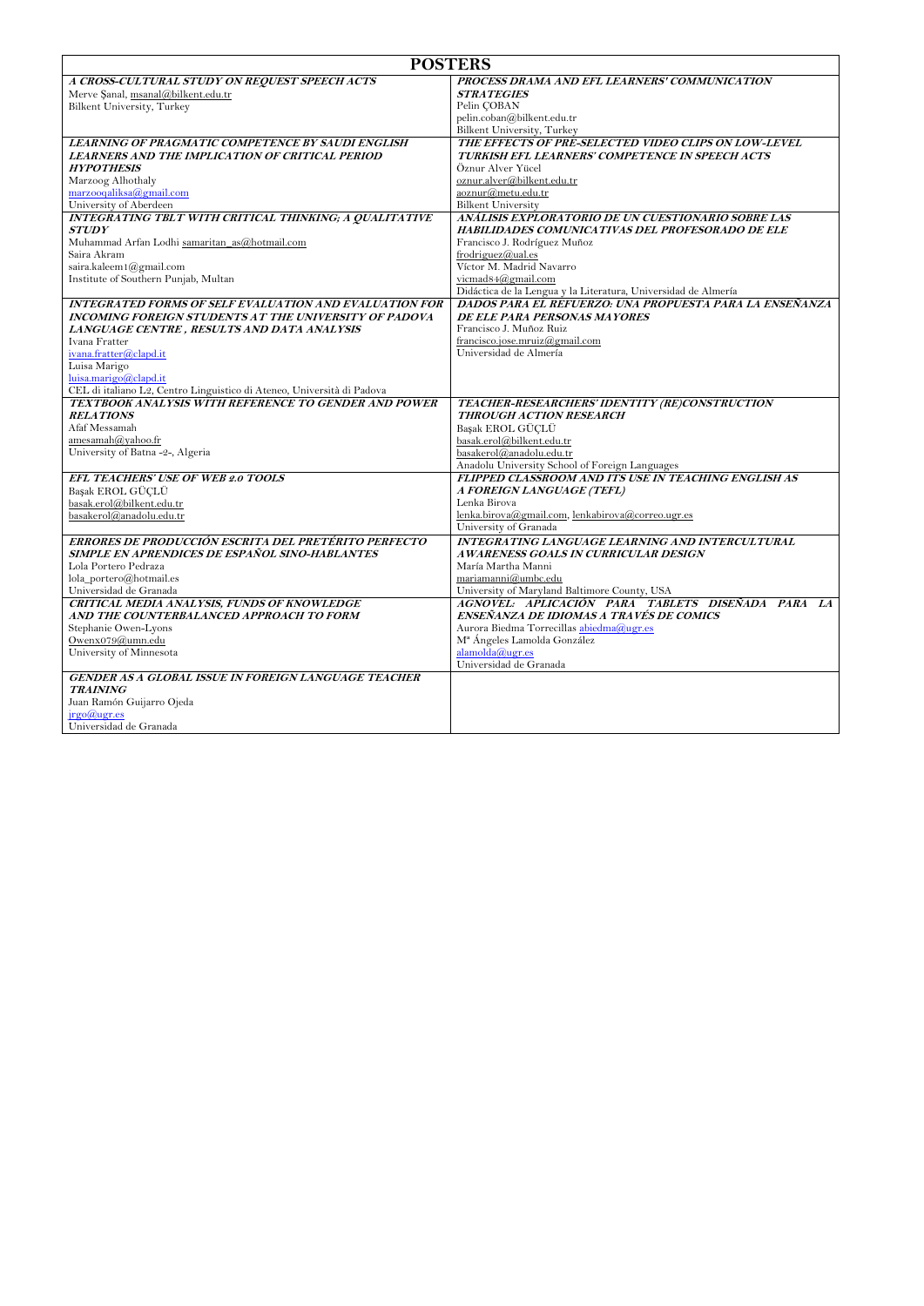# POSTERS

| | |
|---|---|
| ***A CROSS-CULTURAL STUDY ON REQUEST SPEECH ACTS*** <br> Merve Şanal, msanal@bilkent.edu.tr <br> Bilkent University, Turkey | ***PROCESS DRAMA AND EFL LEARNERS' COMMUNICATION STRATEGIES*** <br> Pelin ÇOBAN <br> pelin.coban@bilkent.edu.tr <br> Bilkent University, Turkey |
| ***LEARNING OF PRAGMATIC COMPETENCE BY SAUDI ENGLISH LEARNERS AND THE IMPLICATION OF CRITICAL PERIOD HYPOTHESIS*** <br> Marzoog Alhothaly <br> marzooqaliksa@gmail.com <br> University of Aberdeen | ***THE EFFECTS OF PRE-SELECTED VIDEO CLIPS ON LOW-LEVEL TURKISH EFL LEARNERS' COMPETENCE IN SPEECH ACTS*** <br> Öznur Alver Yücel <br> oznur.alver@bilkent.edu.tr <br> aoznur@metu.edu.tr <br> Bilkent University |
| ***INTEGRATING TBLT WITH CRITICAL THINKING; A QUALITATIVE STUDY*** <br> Muhammad Arfan Lodhi samaritan_as@hotmail.com <br> Saira Akram <br> saira.kaleem1@gmail.com <br> Institute of Southern Punjab, Multan | ***ANÁLISIS EXPLORATORIO DE UN CUESTIONARIO SOBRE LAS HABILIDADES COMUNICATIVAS DEL PROFESORADO DE ELE*** <br> Francisco J. Rodríguez Muñoz <br> frodriguez@ual.es <br> Víctor M. Madrid Navarro <br> vicmad84@gmail.com <br> Didáctica de la Lengua y la Literatura, Universidad de Almería |
| ***INTEGRATED FORMS OF SELF EVALUATION AND EVALUATION FOR INCOMING FOREIGN STUDENTS AT THE UNIVERSITY OF PADOVA LANGUAGE CENTRE , RESULTS AND DATA ANALYSIS*** <br> Ivana Fratter <br> ivana.fratter@clapd.it <br> Luisa Marigo <br> luisa.marigo@clapd.it <br> CEL di italiano L2, Centro Linguistico di Ateneo, Università di Padova | ***DADOS PARA EL REFUERZO: UNA PROPUESTA PARA LA ENSEÑANZA DE ELE PARA PERSONAS MAYORES*** <br> Francisco J. Muñoz Ruiz <br> francisco.jose.mruiz@gmail.com <br> Universidad de Almería |
| ***TEXTBOOK ANALYSIS WITH REFERENCE TO GENDER AND POWER RELATIONS*** <br> Afaf Messamah <br> amesamah@yahoo.fr <br> University of Batna -2-, Algeria | ***TEACHER-RESEARCHERS' IDENTITY (RE)CONSTRUCTION THROUGH ACTION RESEARCH*** <br> Başak EROL GÜÇLÜ <br> basak.erol@bilkent.edu.tr <br> basakerol@anadolu.edu.tr <br> Anadolu University School of Foreign Languages |
| ***EFL TEACHERS' USE OF WEB 2.0 TOOLS*** <br> Başak EROL GÜÇLÜ <br> basak.erol@bilkent.edu.tr <br> basakerol@anadolu.edu.tr | ***FLIPPED CLASSROOM AND ITS USE IN TEACHING ENGLISH AS A FOREIGN LANGUAGE (TEFL)*** <br> Lenka Birova <br> lenka.birova@gmail.com, lenkabirova@correo.ugr.es <br> University of Granada |
| ***ERRORES DE PRODUCCIÓN ESCRITA DEL PRETÉRITO PERFECTO SIMPLE EN APRENDICES DE ESPAÑOL SINO-HABLANTES*** <br> Lola Portero Pedraza <br> lola_portero@hotmail.es <br> Universidad de Granada | ***INTEGRATING LANGUAGE LEARNING AND INTERCULTURAL AWARENESS GOALS IN CURRICULAR DESIGN*** <br> María Martha Manni <br> mariamanni@umbc.edu <br> University of Maryland Baltimore County, USA |
| ***CRITICAL MEDIA ANALYSIS, FUNDS OF KNOWLEDGE AND THE COUNTERBALANCED APPROACH TO FORM*** <br> Stephanie Owen-Lyons <br> Owenx079@umn.edu <br> University of Minnesota | ***AGNOVEL: APLICACIÓN PARA TABLETS DISEÑADA PARA LA ENSEÑANZA DE IDIOMAS A TRAVÉS DE COMICS*** <br> Aurora Biedma Torrecillas abiedma@ugr.es <br> Mª Ángeles Lamolda González <br> alamolda@ugr.es <br> Universidad de Granada |
| ***GENDER AS A GLOBAL ISSUE IN FOREIGN LANGUAGE TEACHER TRAINING*** <br> Juan Ramón Guijarro Ojeda <br> jrgo@ugr.es <br> Universidad de Granada | |